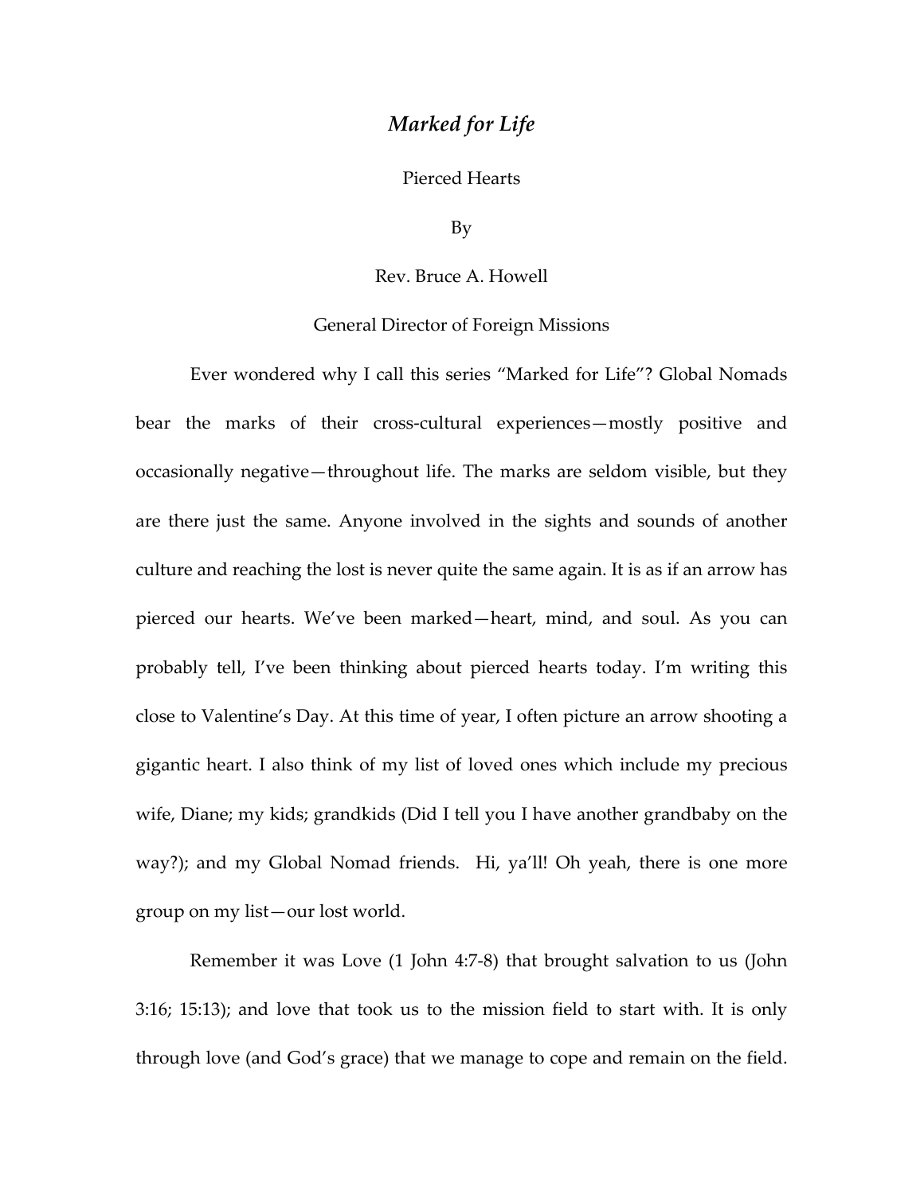# *Marked for Life*

Pierced Hearts

By

Rev. Bruce A. Howell

General Director of Foreign Missions

Ever wondered why I call this series "Marked for Life"? Global Nomads bear the marks of their cross-cultural experiences—mostly positive and occasionally negative—throughout life. The marks are seldom visible, but they are there just the same. Anyone involved in the sights and sounds of another culture and reaching the lost is never quite the same again. It is as if an arrow has pierced our hearts. We've been marked—heart, mind, and soul. As you can probably tell, I've been thinking about pierced hearts today. I'm writing this close to Valentine's Day. At this time of year, I often picture an arrow shooting a gigantic heart. I also think of my list of loved ones which include my precious wife, Diane; my kids; grandkids (Did I tell you I have another grandbaby on the way?); and my Global Nomad friends. Hi, ya'll! Oh yeah, there is one more group on my list—our lost world.

Remember it was Love (1 John 4:7-8) that brought salvation to us (John 3:16; 15:13); and love that took us to the mission field to start with. It is only through love (and God's grace) that we manage to cope and remain on the field.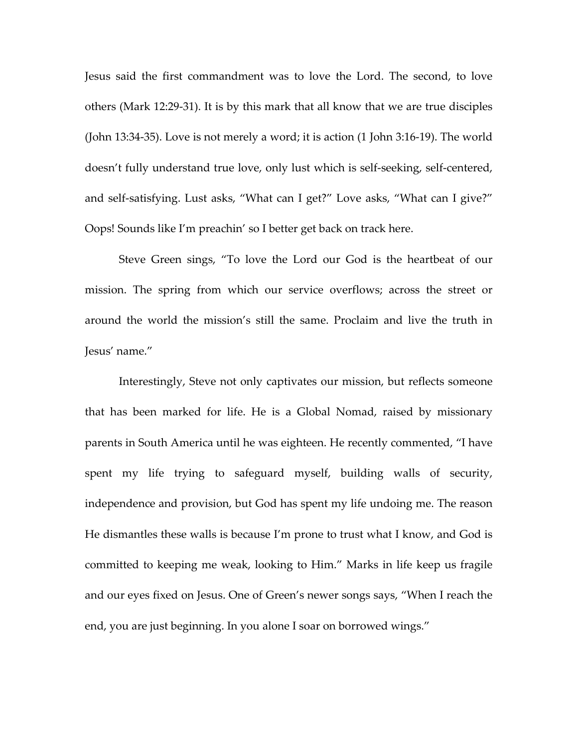Jesus said the first commandment was to love the Lord. The second, to love others (Mark 12:29-31). It is by this mark that all know that we are true disciples (John 13:34-35). Love is not merely a word; it is action (1 John 3:16-19). The world doesn't fully understand true love, only lust which is self-seeking, self-centered, and self-satisfying. Lust asks, "What can I get?" Love asks, "What can I give?" Oops! Sounds like I'm preachin' so I better get back on track here.

Steve Green sings, "To love the Lord our God is the heartbeat of our mission. The spring from which our service overflows; across the street or around the world the mission's still the same. Proclaim and live the truth in Jesus' name."

Interestingly, Steve not only captivates our mission, but reflects someone that has been marked for life. He is a Global Nomad, raised by missionary parents in South America until he was eighteen. He recently commented, "I have spent my life trying to safeguard myself, building walls of security, independence and provision, but God has spent my life undoing me. The reason He dismantles these walls is because I'm prone to trust what I know, and God is committed to keeping me weak, looking to Him." Marks in life keep us fragile and our eyes fixed on Jesus. One of Green's newer songs says, "When I reach the end, you are just beginning. In you alone I soar on borrowed wings."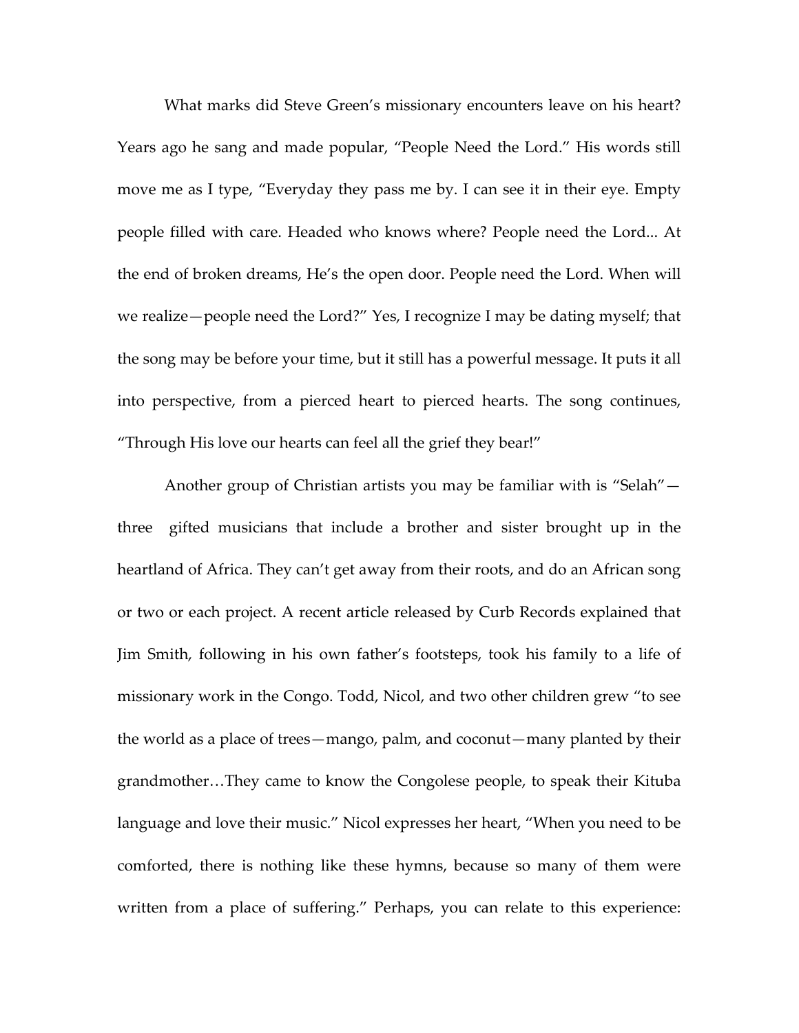What marks did Steve Green's missionary encounters leave on his heart? Years ago he sang and made popular, "People Need the Lord." His words still move me as I type, "Everyday they pass me by. I can see it in their eye. Empty people filled with care. Headed who knows where? People need the Lord... At the end of broken dreams, He's the open door. People need the Lord. When will we realize—people need the Lord?" Yes, I recognize I may be dating myself; that the song may be before your time, but it still has a powerful message. It puts it all into perspective, from a pierced heart to pierced hearts. The song continues, "Through His love our hearts can feel all the grief they bear!"

Another group of Christian artists you may be familiar with is "Selah"—three gifted musicians that include a brother and sister brought up in the heartland of Africa. They can't get away from their roots, and do an African song or two or each project. A recent article released by Curb Records explained that Jim Smith, following in his own father's footsteps, took his family to a life of missionary work in the Congo. Todd, Nicol, and two other children grew "to see the world as a place of trees—mango, palm, and coconut—many planted by their grandmother…They came to know the Congolese people, to speak their Kituba language and love their music." Nicol expresses her heart, "When you need to be comforted, there is nothing like these hymns, because so many of them were written from a place of suffering." Perhaps, you can relate to this experience: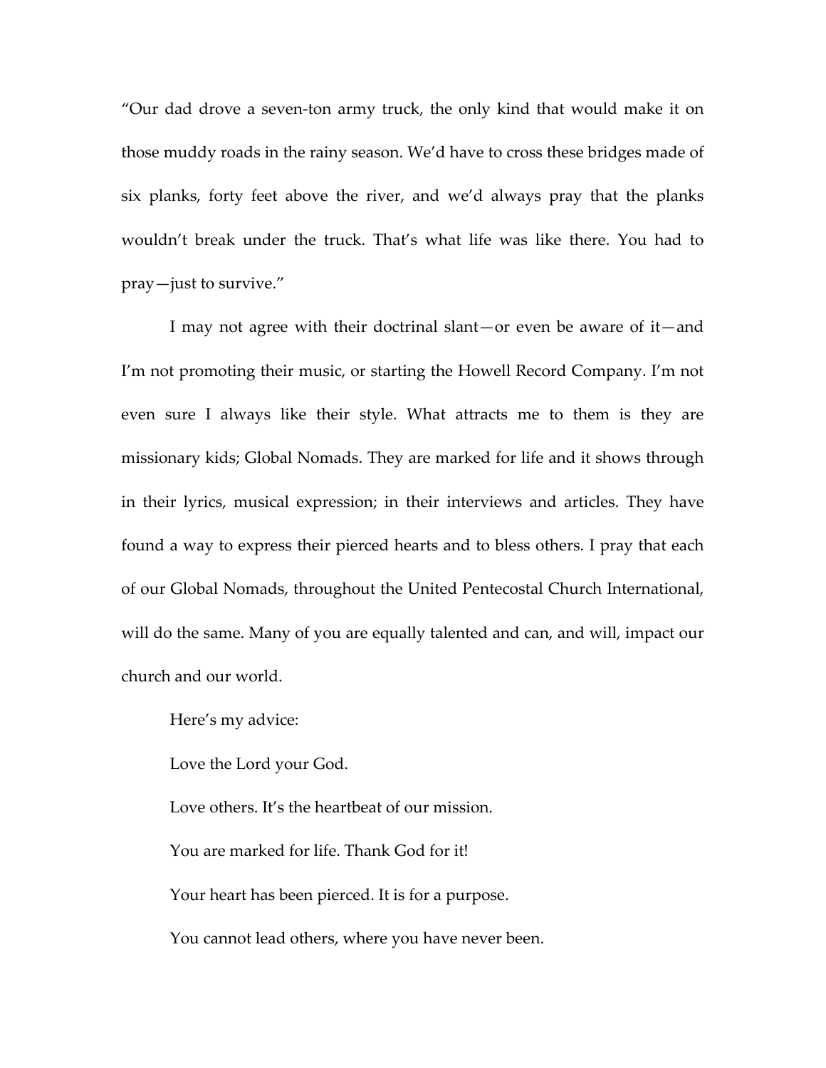"Our dad drove a seven-ton army truck, the only kind that would make it on those muddy roads in the rainy season. We'd have to cross these bridges made of six planks, forty feet above the river, and we'd always pray that the planks wouldn't break under the truck. That's what life was like there. You had to pray—just to survive."

I may not agree with their doctrinal slant—or even be aware of it—and I'm not promoting their music, or starting the Howell Record Company. I'm not even sure I always like their style. What attracts me to them is they are missionary kids; Global Nomads. They are marked for life and it shows through in their lyrics, musical expression; in their interviews and articles. They have found a way to express their pierced hearts and to bless others. I pray that each of our Global Nomads, throughout the United Pentecostal Church International, will do the same. Many of you are equally talented and can, and will, impact our church and our world.

Here's my advice:

Love the Lord your God.

Love others. It's the heartbeat of our mission.

You are marked for life. Thank God for it!

Your heart has been pierced. It is for a purpose.

You cannot lead others, where you have never been.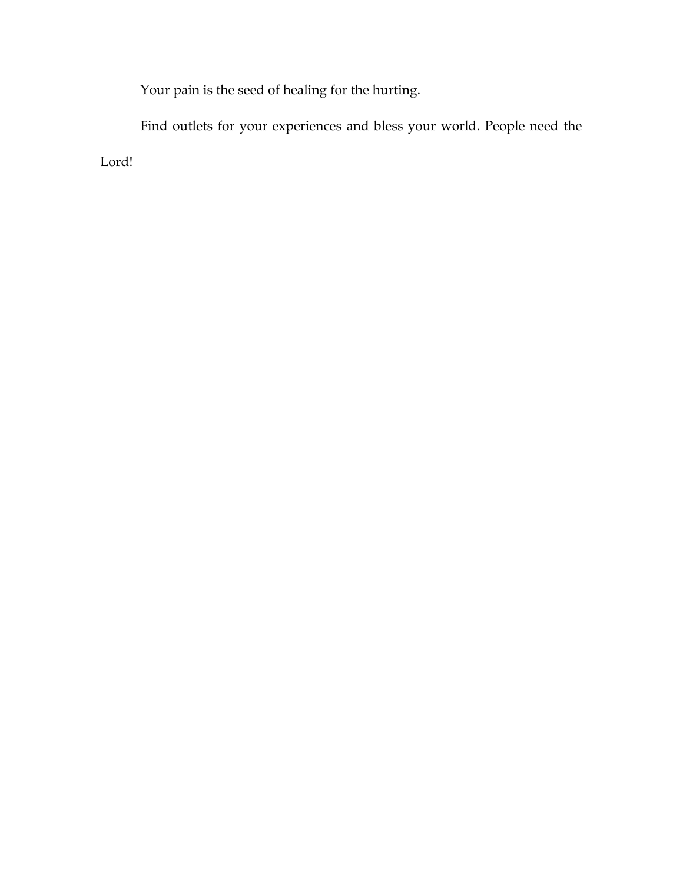Your pain is the seed of healing for the hurting.

Find outlets for your experiences and bless your world. People need the Lord!